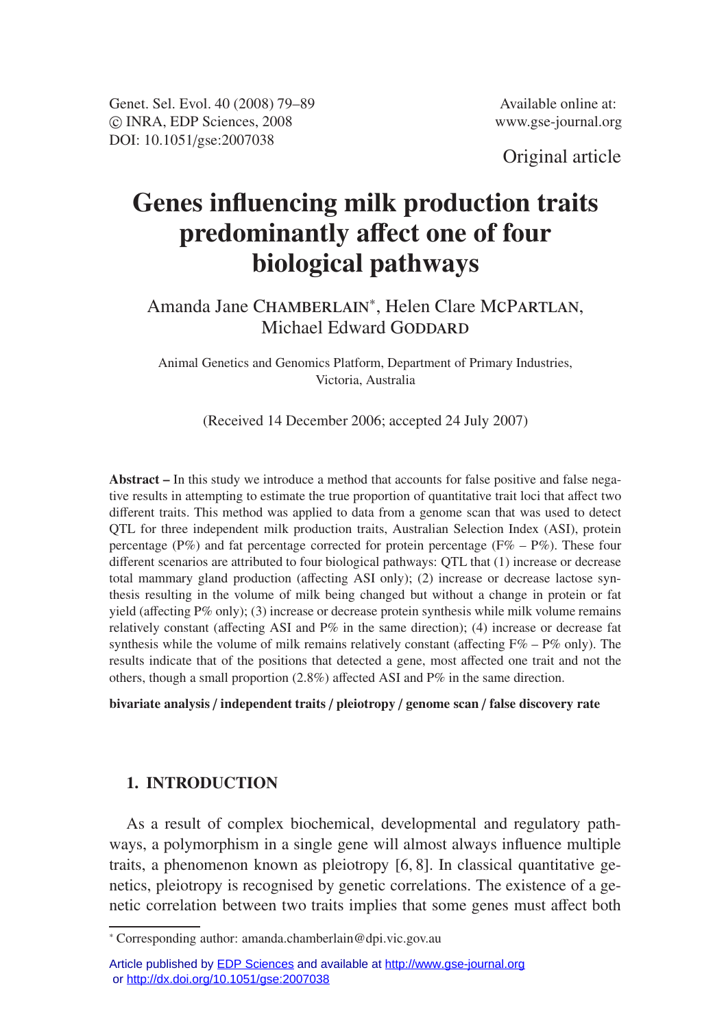Original article

# Genes influencing milk production traits predominantly affect one of four biological pathways

Amanda Jane Chamberlain*, Helen Clare McPartlan, Michael Edward Goddard

Animal Genetics and Genomics Platform, Department of Primary Industries, Victoria, Australia

(Received 14 December 2006; accepted 24 July 2007)

**Abstract –** In this study we introduce a method that accounts for false positive and false negative results in attempting to estimate the true proportion of quantitative trait loci that affect two different traits. This method was applied to data from a genome scan that was used to detect QTL for three independent milk production traits, Australian Selection Index (ASI), protein percentage (P%) and fat percentage corrected for protein percentage (F% – P%). These four different scenarios are attributed to four biological pathways: QTL that (1) increase or decrease total mammary gland production (affecting ASI only); (2) increase or decrease lactose synthesis resulting in the volume of milk being changed but without a change in protein or fat yield (affecting P% only); (3) increase or decrease protein synthesis while milk volume remains relatively constant (affecting ASI and P% in the same direction); (4) increase or decrease fat synthesis while the volume of milk remains relatively constant (affecting F% – P% only). The results indicate that of the positions that detected a gene, most affected one trait and not the others, though a small proportion (2.8%) affected ASI and P% in the same direction.

**bivariate analysis / independent traits / pleiotropy / genome scan / false discovery rate**

## 1. INTRODUCTION

As a result of complex biochemical, developmental and regulatory pathways, a polymorphism in a single gene will almost always influence multiple traits, a phenomenon known as pleiotropy [6, 8]. In classical quantitative genetics, pleiotropy is recognised by genetic correlations. The existence of a genetic correlation between two traits implies that some genes must affect both

* Corresponding author: amanda.chamberlain@dpi.vic.gov.au

Article published by EDP Sciences and available at http://www.gse-journal.org or http://dx.doi.org/10.1051/gse:2007038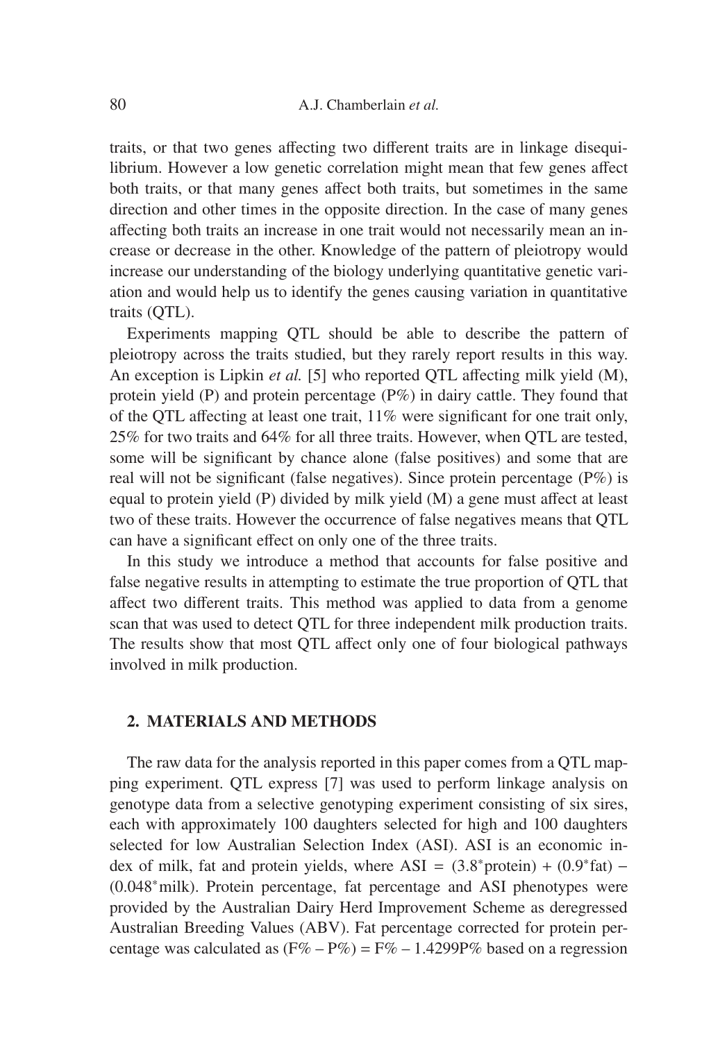traits, or that two genes affecting two different traits are in linkage disequilibrium. However a low genetic correlation might mean that few genes affect both traits, or that many genes affect both traits, but sometimes in the same direction and other times in the opposite direction. In the case of many genes affecting both traits an increase in one trait would not necessarily mean an increase or decrease in the other. Knowledge of the pattern of pleiotropy would increase our understanding of the biology underlying quantitative genetic variation and would help us to identify the genes causing variation in quantitative traits (QTL).

Experiments mapping QTL should be able to describe the pattern of pleiotropy across the traits studied, but they rarely report results in this way. An exception is Lipkin *et al.* [5] who reported QTL affecting milk yield (M), protein yield (P) and protein percentage (P%) in dairy cattle. They found that of the QTL affecting at least one trait, 11% were significant for one trait only, 25% for two traits and 64% for all three traits. However, when QTL are tested, some will be significant by chance alone (false positives) and some that are real will not be significant (false negatives). Since protein percentage (P%) is equal to protein yield (P) divided by milk yield (M) a gene must affect at least two of these traits. However the occurrence of false negatives means that QTL can have a significant effect on only one of the three traits.

In this study we introduce a method that accounts for false positive and false negative results in attempting to estimate the true proportion of QTL that affect two different traits. This method was applied to data from a genome scan that was used to detect QTL for three independent milk production traits. The results show that most QTL affect only one of four biological pathways involved in milk production.

## 2. MATERIALS AND METHODS

The raw data for the analysis reported in this paper comes from a QTL mapping experiment. QTL express [7] was used to perform linkage analysis on genotype data from a selective genotyping experiment consisting of six sires, each with approximately 100 daughters selected for high and 100 daughters selected for low Australian Selection Index (ASI). ASI is an economic index of milk, fat and protein yields, where ASI = $(3.8^{*}\text{protein}) + (0.9^{*}\text{fat}) - (0.048^{*}\text{milk})$. Protein percentage, fat percentage and ASI phenotypes were provided by the Australian Dairy Herd Improvement Scheme as deregressed Australian Breeding Values (ABV). Fat percentage corrected for protein percentage was calculated as $(\text{F\%} - \text{P\%}) = \text{F\%} - 1.4299\text{P\%}$ based on a regression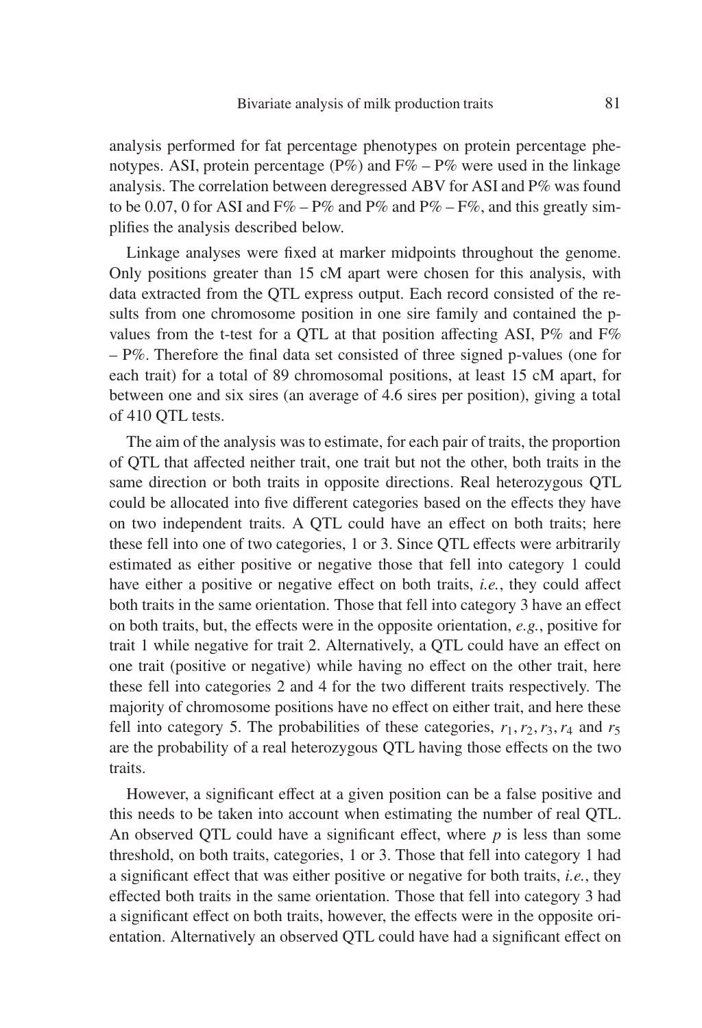analysis performed for fat percentage phenotypes on protein percentage phenotypes. ASI, protein percentage (P%) and F% – P% were used in the linkage analysis. The correlation between deregressed ABV for ASI and P% was found to be 0.07, 0 for ASI and F% – P% and P% and P% – F%, and this greatly simplifies the analysis described below.

Linkage analyses were fixed at marker midpoints throughout the genome. Only positions greater than 15 cM apart were chosen for this analysis, with data extracted from the QTL express output. Each record consisted of the results from one chromosome position in one sire family and contained the p-values from the t-test for a QTL at that position affecting ASI, P% and F% – P%. Therefore the final data set consisted of three signed p-values (one for each trait) for a total of 89 chromosomal positions, at least 15 cM apart, for between one and six sires (an average of 4.6 sires per position), giving a total of 410 QTL tests.

The aim of the analysis was to estimate, for each pair of traits, the proportion of QTL that affected neither trait, one trait but not the other, both traits in the same direction or both traits in opposite directions. Real heterozygous QTL could be allocated into five different categories based on the effects they have on two independent traits. A QTL could have an effect on both traits; here these fell into one of two categories, 1 or 3. Since QTL effects were arbitrarily estimated as either positive or negative those that fell into category 1 could have either a positive or negative effect on both traits, *i.e.*, they could affect both traits in the same orientation. Those that fell into category 3 have an effect on both traits, but, the effects were in the opposite orientation, *e.g.*, positive for trait 1 while negative for trait 2. Alternatively, a QTL could have an effect on one trait (positive or negative) while having no effect on the other trait, here these fell into categories 2 and 4 for the two different traits respectively. The majority of chromosome positions have no effect on either trait, and here these fell into category 5. The probabilities of these categories, $r_1, r_2, r_3, r_4$ and $r_5$ are the probability of a real heterozygous QTL having those effects on the two traits.

However, a significant effect at a given position can be a false positive and this needs to be taken into account when estimating the number of real QTL. An observed QTL could have a significant effect, where $p$ is less than some threshold, on both traits, categories, 1 or 3. Those that fell into category 1 had a significant effect that was either positive or negative for both traits, *i.e.*, they effected both traits in the same orientation. Those that fell into category 3 had a significant effect on both traits, however, the effects were in the opposite orientation. Alternatively an observed QTL could have had a significant effect on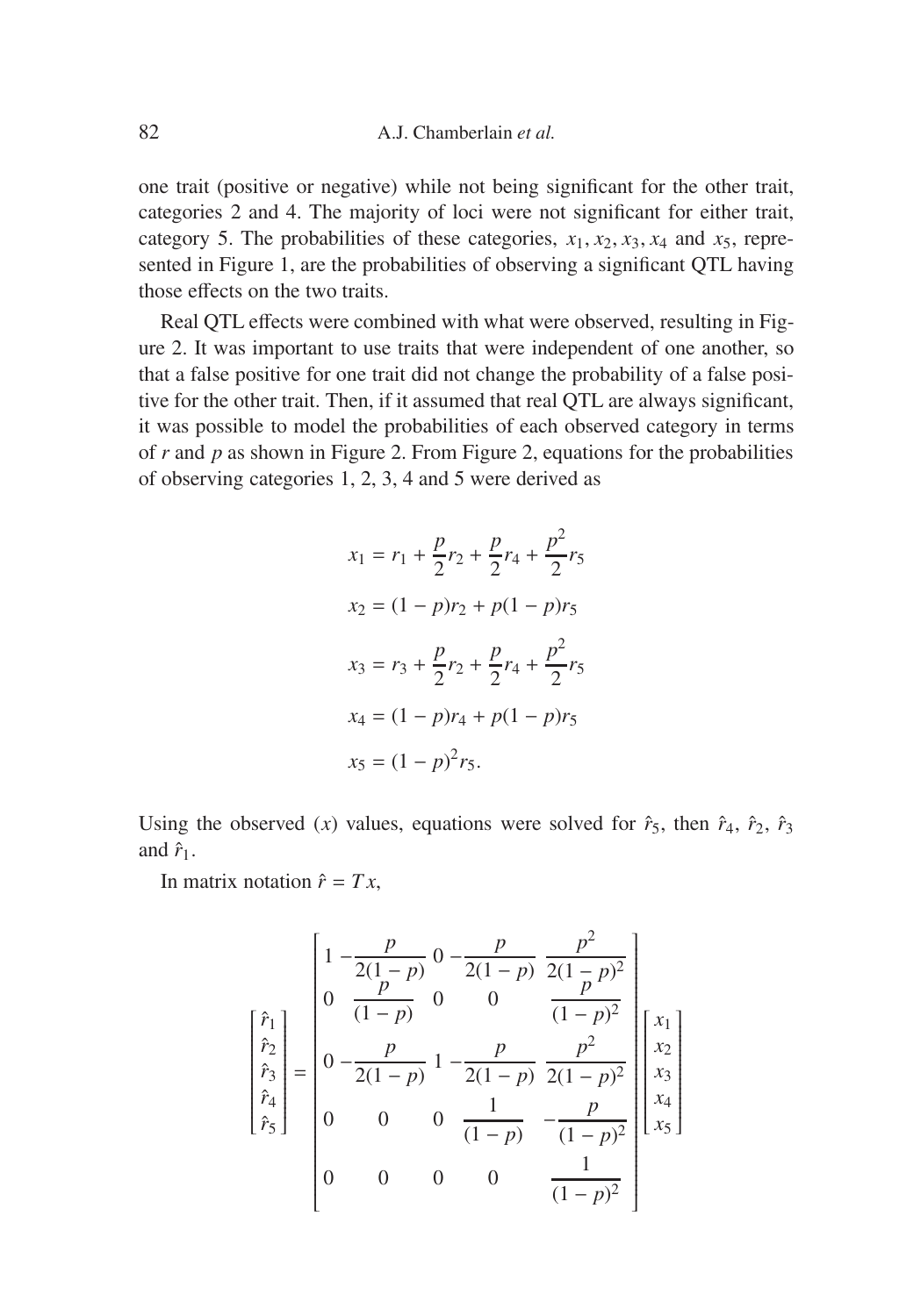one trait (positive or negative) while not being significant for the other trait, categories 2 and 4. The majority of loci were not significant for either trait, category 5. The probabilities of these categories, $x_1, x_2, x_3, x_4$ and $x_5$, represented in Figure 1, are the probabilities of observing a significant QTL having those effects on the two traits.

Real QTL effects were combined with what were observed, resulting in Figure 2. It was important to use traits that were independent of one another, so that a false positive for one trait did not change the probability of a false positive for the other trait. Then, if it assumed that real QTL are always significant, it was possible to model the probabilities of each observed category in terms of $r$ and $p$ as shown in Figure 2. From Figure 2, equations for the probabilities of observing categories 1, 2, 3, 4 and 5 were derived as

$$x_1 = r_1 + \frac{p}{2}r_2 + \frac{p}{2}r_4 + \frac{p^2}{2}r_5$$

$$x_2 = (1-p)r_2 + p(1-p)r_5$$

$$x_3 = r_3 + \frac{p}{2}r_2 + \frac{p}{2}r_4 + \frac{p^2}{2}r_5$$

$$x_4 = (1-p)r_4 + p(1-p)r_5$$

$$x_5 = (1-p)^2 r_5.$$

Using the observed ($x$) values, equations were solved for $\hat{r}_5$, then $\hat{r}_4$, $\hat{r}_2$, $\hat{r}_3$ and $\hat{r}_1$.

In matrix notation $\hat{r} = Tx$,

$$\begin{bmatrix} \hat{r}_1 \\ \hat{r}_2 \\ \hat{r}_3 \\ \hat{r}_4 \\ \hat{r}_5 \end{bmatrix} = \begin{bmatrix} 1 & -\dfrac{p}{2(1-p)} & 0 & -\dfrac{p}{2(1-p)} & \dfrac{p^2}{2(1-p)^2} \\ 0 & \dfrac{p}{(1-p)} & 0 & 0 & \dfrac{p}{(1-p)^2} \\ 0 & -\dfrac{p}{2(1-p)} & 1 & -\dfrac{p}{2(1-p)} & \dfrac{p^2}{2(1-p)^2} \\ 0 & 0 & 0 & \dfrac{1}{(1-p)} & -\dfrac{p}{(1-p)^2} \\ 0 & 0 & 0 & 0 & \dfrac{1}{(1-p)^2} \end{bmatrix} \begin{bmatrix} x_1 \\ x_2 \\ x_3 \\ x_4 \\ x_5 \end{bmatrix}$$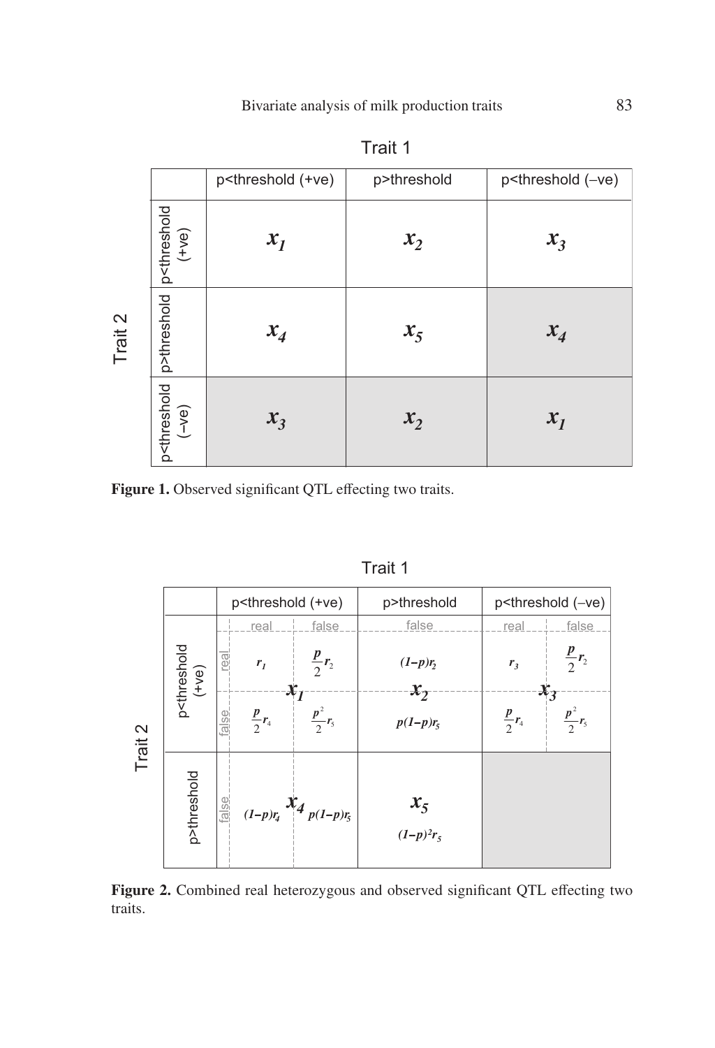**Trait 1** (columns) × **Trait 2** (rows)

| Trait 2 \ Trait 1 | p<threshold (+ve) | p>threshold | p<threshold (–ve) |
|---|---|---|---|
| p<threshold (+ve) | $x_1$ | $x_2$ | $x_3$ |
| p>threshold | $x_4$ | $x_5$ | $x_4$ |
| p<threshold (–ve) | $x_3$ | $x_2$ | $x_1$ |

**Figure 1.** Observed significant QTL effecting two traits.

**Trait 1** (columns) × **Trait 2** (rows)

| Trait 2 | | p<threshold (+ve): real | p<threshold (+ve): false | p>threshold: false | p<threshold (–ve): real | p<threshold (–ve): false |
|---|---|---|---|---|---|---|
| p<threshold (+ve) | real | $r_1$ | $\frac{p}{2}r_2$ | $(1-p)r_2$ | $r_3$ | $\frac{p}{2}r_2$ |
| | | $x_1$ | | $x_2$ | $x_3$ | |
| | false | $\frac{p}{2}r_4$ | $\frac{p^2}{2}r_5$ | $p(1-p)r_5$ | $\frac{p}{2}r_4$ | $\frac{p^2}{2}r_5$ |
| p>threshold | false | $(1-p)r_4$ | $p(1-p)r_5$ | $(1-p)^2r_5$ | | |
| | | $x_4$ | | $x_5$ | | |

**Figure 2.** Combined real heterozygous and observed significant QTL effecting two traits.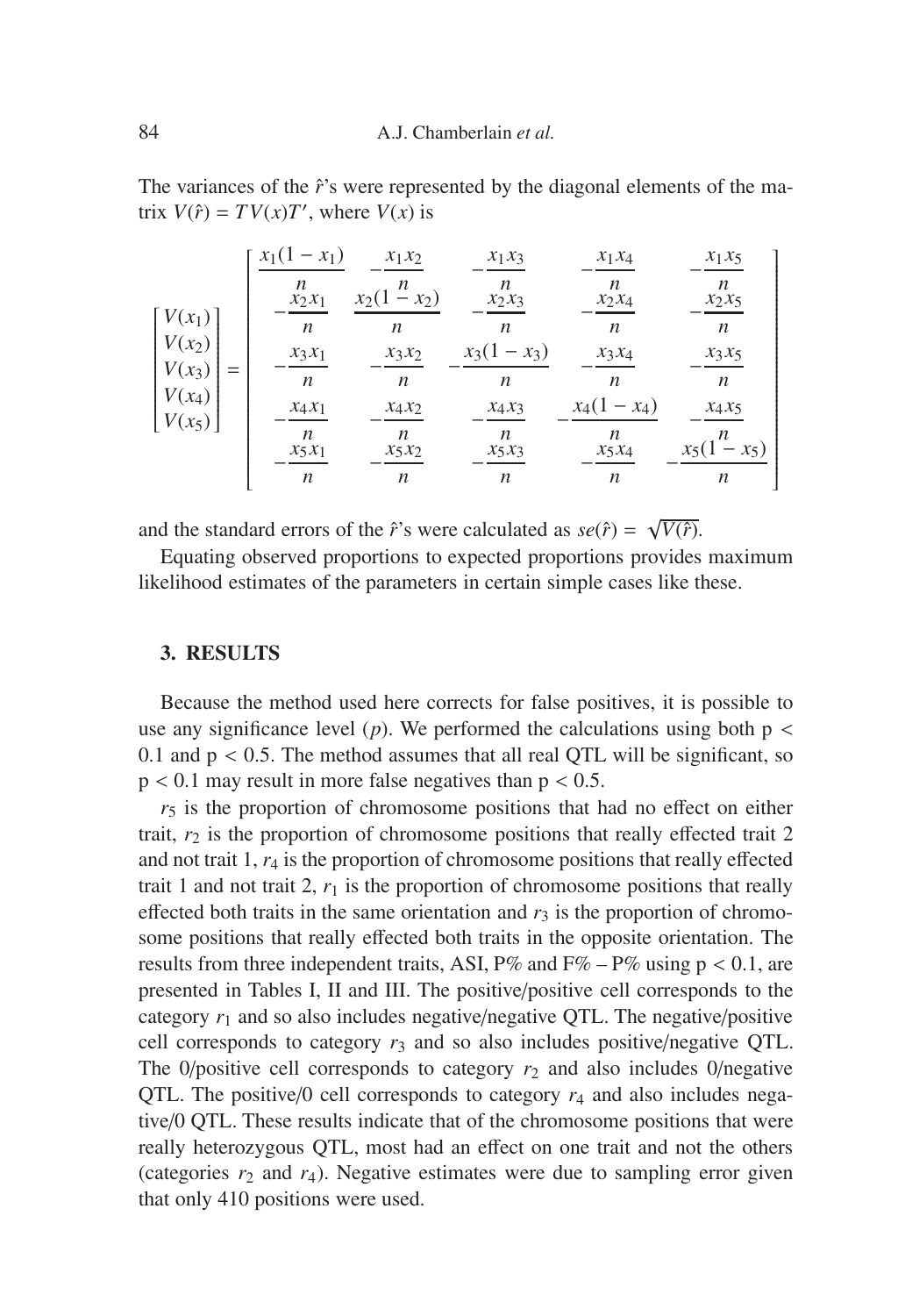The variances of the $\hat{r}$'s were represented by the diagonal elements of the matrix $V(\hat{r}) = TV(x)T'$, where $V(x)$ is

$$\begin{bmatrix} V(x_1) \\ V(x_2) \\ V(x_3) \\ V(x_4) \\ V(x_5) \end{bmatrix} = \begin{bmatrix} \frac{x_1(1-x_1)}{n} & -\frac{x_1 x_2}{n} & -\frac{x_1 x_3}{n} & -\frac{x_1 x_4}{n} & -\frac{x_1 x_5}{n} \\ -\frac{x_2 x_1}{n} & \frac{x_2(1-x_2)}{n} & -\frac{x_2 x_3}{n} & -\frac{x_2 x_4}{n} & -\frac{x_2 x_5}{n} \\ -\frac{x_3 x_1}{n} & -\frac{x_3 x_2}{n} & -\frac{x_3(1-x_3)}{n} & -\frac{x_3 x_4}{n} & -\frac{x_3 x_5}{n} \\ -\frac{x_4 x_1}{n} & -\frac{x_4 x_2}{n} & -\frac{x_4 x_3}{n} & -\frac{x_4(1-x_4)}{n} & -\frac{x_4 x_5}{n} \\ -\frac{x_5 x_1}{n} & -\frac{x_5 x_2}{n} & -\frac{x_5 x_3}{n} & -\frac{x_5 x_4}{n} & -\frac{x_5(1-x_5)}{n} \end{bmatrix}$$

and the standard errors of the $\hat{r}$'s were calculated as $se(\hat{r}) = \sqrt{V(\hat{r})}$.

Equating observed proportions to expected proportions provides maximum likelihood estimates of the parameters in certain simple cases like these.

## 3. RESULTS

Because the method used here corrects for false positives, it is possible to use any significance level ($p$). We performed the calculations using both $p < 0.1$ and $p < 0.5$. The method assumes that all real QTL will be significant, so $p < 0.1$ may result in more false negatives than $p < 0.5$.

$r_5$ is the proportion of chromosome positions that had no effect on either trait, $r_2$ is the proportion of chromosome positions that really effected trait 2 and not trait 1, $r_4$ is the proportion of chromosome positions that really effected trait 1 and not trait 2, $r_1$ is the proportion of chromosome positions that really effected both traits in the same orientation and $r_3$ is the proportion of chromosome positions that really effected both traits in the opposite orientation. The results from three independent traits, ASI, P% and F% – P% using $p < 0.1$, are presented in Tables I, II and III. The positive/positive cell corresponds to the category $r_1$ and so also includes negative/negative QTL. The negative/positive cell corresponds to category $r_3$ and so also includes positive/negative QTL. The 0/positive cell corresponds to category $r_2$ and also includes 0/negative QTL. The positive/0 cell corresponds to category $r_4$ and also includes negative/0 QTL. These results indicate that of the chromosome positions that were really heterozygous QTL, most had an effect on one trait and not the others (categories $r_2$ and $r_4$). Negative estimates were due to sampling error given that only 410 positions were used.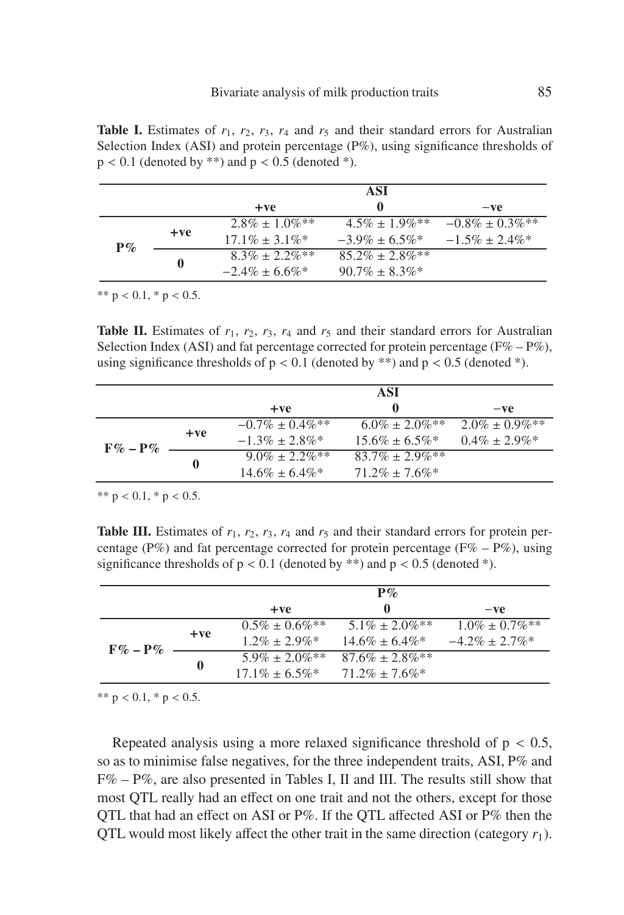**Table I.** Estimates of $r_1$, $r_2$, $r_3$, $r_4$ and $r_5$ and their standard errors for Australian Selection Index (ASI) and protein percentage (P%), using significance thresholds of $p < 0.1$ (denoted by **) and $p < 0.5$ (denoted *).

| | | ASI | | |
|---|---|---|---|---|
| | | **+ve** | **0** | **−ve** |
| **P%** | **+ve** | 2.8% ± 1.0%** | 4.5% ± 1.9%** | −0.8% ± 0.3%** |
| | | 17.1% ± 3.1%* | −3.9% ± 6.5%* | −1.5% ± 2.4%* |
| | **0** | 8.3% ± 2.2%** | 85.2% ± 2.8%** | |
| | | −2.4% ± 6.6%* | 90.7% ± 8.3%* | |

** $p < 0.1$, * $p < 0.5$.

**Table II.** Estimates of $r_1$, $r_2$, $r_3$, $r_4$ and $r_5$ and their standard errors for Australian Selection Index (ASI) and fat percentage corrected for protein percentage (F% – P%), using significance thresholds of $p < 0.1$ (denoted by **) and $p < 0.5$ (denoted *).

| | | ASI | | |
|---|---|---|---|---|
| | | **+ve** | **0** | **−ve** |
| **F% – P%** | **+ve** | −0.7% ± 0.4%** | 6.0% ± 2.0%** | 2.0% ± 0.9%** |
| | | −1.3% ± 2.8%* | 15.6% ± 6.5%* | 0.4% ± 2.9%* |
| | **0** | 9.0% ± 2.2%** | 83.7% ± 2.9%** | |
| | | 14.6% ± 6.4%* | 71.2% ± 7.6%* | |

** $p < 0.1$, * $p < 0.5$.

**Table III.** Estimates of $r_1$, $r_2$, $r_3$, $r_4$ and $r_5$ and their standard errors for protein percentage (P%) and fat percentage corrected for protein percentage (F% – P%), using significance thresholds of $p < 0.1$ (denoted by **) and $p < 0.5$ (denoted *).

| | | P% | | |
|---|---|---|---|---|
| | | **+ve** | **0** | **−ve** |
| **F% – P%** | **+ve** | 0.5% ± 0.6%** | 5.1% ± 2.0%** | 1.0% ± 0.7%** |
| | | 1.2% ± 2.9%* | 14.6% ± 6.4%* | −4.2% ± 2.7%* |
| | **0** | 5.9% ± 2.0%** | 87.6% ± 2.8%** | |
| | | 17.1% ± 6.5%* | 71.2% ± 7.6%* | |

** $p < 0.1$, * $p < 0.5$.

Repeated analysis using a more relaxed significance threshold of $p < 0.5$, so as to minimise false negatives, for the three independent traits, ASI, P% and F% – P%, are also presented in Tables I, II and III. The results still show that most QTL really had an effect on one trait and not the others, except for those QTL that had an effect on ASI or P%. If the QTL affected ASI or P% then the QTL would most likely affect the other trait in the same direction (category $r_1$).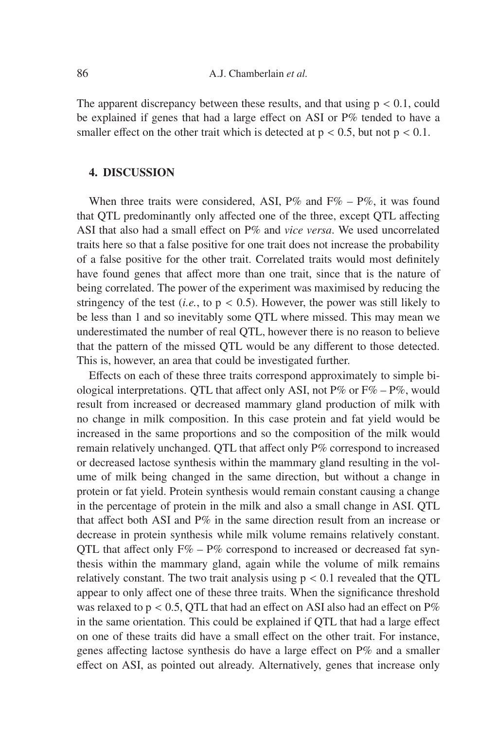The apparent discrepancy between these results, and that using $p < 0.1$, could be explained if genes that had a large effect on ASI or P% tended to have a smaller effect on the other trait which is detected at $p < 0.5$, but not $p < 0.1$.

## 4. DISCUSSION

When three traits were considered, ASI, P% and F% – P%, it was found that QTL predominantly only affected one of the three, except QTL affecting ASI that also had a small effect on P% and *vice versa*. We used uncorrelated traits here so that a false positive for one trait does not increase the probability of a false positive for the other trait. Correlated traits would most definitely have found genes that affect more than one trait, since that is the nature of being correlated. The power of the experiment was maximised by reducing the stringency of the test (*i.e.*, to $p < 0.5$). However, the power was still likely to be less than 1 and so inevitably some QTL where missed. This may mean we underestimated the number of real QTL, however there is no reason to believe that the pattern of the missed QTL would be any different to those detected. This is, however, an area that could be investigated further.

Effects on each of these three traits correspond approximately to simple biological interpretations. QTL that affect only ASI, not P% or F% – P%, would result from increased or decreased mammary gland production of milk with no change in milk composition. In this case protein and fat yield would be increased in the same proportions and so the composition of the milk would remain relatively unchanged. QTL that affect only P% correspond to increased or decreased lactose synthesis within the mammary gland resulting in the volume of milk being changed in the same direction, but without a change in protein or fat yield. Protein synthesis would remain constant causing a change in the percentage of protein in the milk and also a small change in ASI. QTL that affect both ASI and P% in the same direction result from an increase or decrease in protein synthesis while milk volume remains relatively constant. QTL that affect only F% – P% correspond to increased or decreased fat synthesis within the mammary gland, again while the volume of milk remains relatively constant. The two trait analysis using $p < 0.1$ revealed that the QTL appear to only affect one of these three traits. When the significance threshold was relaxed to $p < 0.5$, QTL that had an effect on ASI also had an effect on P% in the same orientation. This could be explained if QTL that had a large effect on one of these traits did have a small effect on the other trait. For instance, genes affecting lactose synthesis do have a large effect on P% and a smaller effect on ASI, as pointed out already. Alternatively, genes that increase only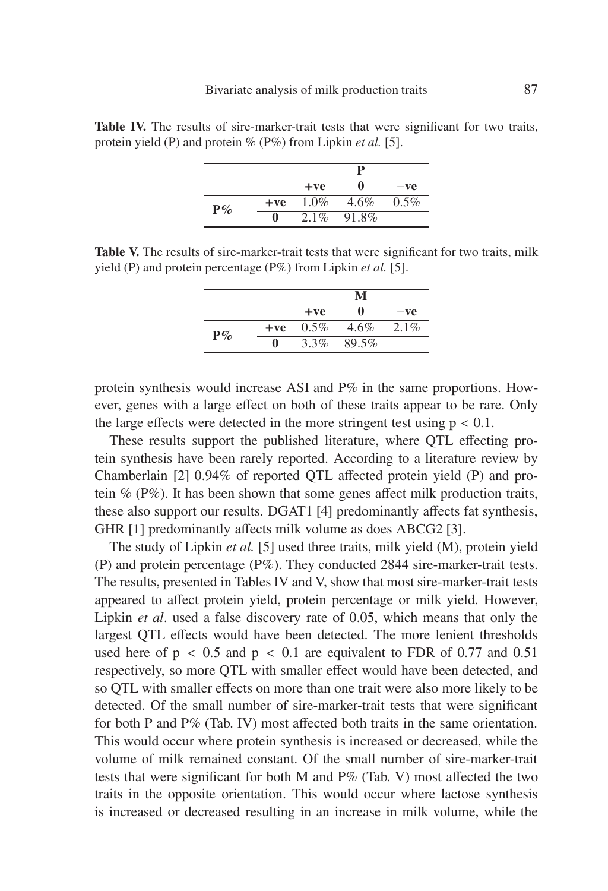**Table IV.** The results of sire-marker-trait tests that were significant for two traits, protein yield (P) and protein % (P%) from Lipkin *et al.* [5].

| | | P | | |
|---|---|---|---|---|
| | | **+ve** | **0** | **−ve** |
| **P%** | **+ve** | 1.0% | 4.6% | 0.5% |
| | **0** | 2.1% | 91.8% | |

**Table V.** The results of sire-marker-trait tests that were significant for two traits, milk yield (P) and protein percentage (P%) from Lipkin *et al.* [5].

| | | M | | |
|---|---|---|---|---|
| | | **+ve** | **0** | **−ve** |
| **P%** | **+ve** | 0.5% | 4.6% | 2.1% |
| | **0** | 3.3% | 89.5% | |

protein synthesis would increase ASI and P% in the same proportions. However, genes with a large effect on both of these traits appear to be rare. Only the large effects were detected in the more stringent test using $p < 0.1$.

These results support the published literature, where QTL effecting protein synthesis have been rarely reported. According to a literature review by Chamberlain [2] 0.94% of reported QTL affected protein yield (P) and protein % (P%). It has been shown that some genes affect milk production traits, these also support our results. DGAT1 [4] predominantly affects fat synthesis, GHR [1] predominantly affects milk volume as does ABCG2 [3].

The study of Lipkin *et al.* [5] used three traits, milk yield (M), protein yield (P) and protein percentage (P%). They conducted 2844 sire-marker-trait tests. The results, presented in Tables IV and V, show that most sire-marker-trait tests appeared to affect protein yield, protein percentage or milk yield. However, Lipkin *et al*. used a false discovery rate of 0.05, which means that only the largest QTL effects would have been detected. The more lenient thresholds used here of $p < 0.5$ and $p < 0.1$ are equivalent to FDR of 0.77 and 0.51 respectively, so more QTL with smaller effect would have been detected, and so QTL with smaller effects on more than one trait were also more likely to be detected. Of the small number of sire-marker-trait tests that were significant for both P and P% (Tab. IV) most affected both traits in the same orientation. This would occur where protein synthesis is increased or decreased, while the volume of milk remained constant. Of the small number of sire-marker-trait tests that were significant for both M and P% (Tab. V) most affected the two traits in the opposite orientation. This would occur where lactose synthesis is increased or decreased resulting in an increase in milk volume, while the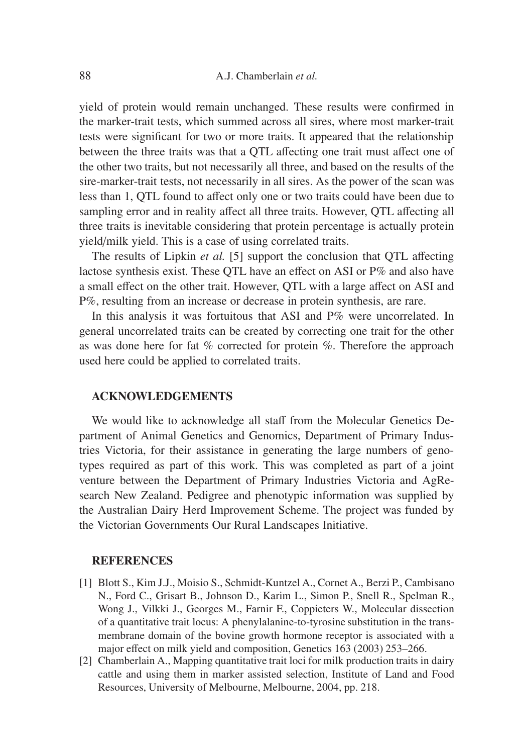yield of protein would remain unchanged. These results were confirmed in the marker-trait tests, which summed across all sires, where most marker-trait tests were significant for two or more traits. It appeared that the relationship between the three traits was that a QTL affecting one trait must affect one of the other two traits, but not necessarily all three, and based on the results of the sire-marker-trait tests, not necessarily in all sires. As the power of the scan was less than 1, QTL found to affect only one or two traits could have been due to sampling error and in reality affect all three traits. However, QTL affecting all three traits is inevitable considering that protein percentage is actually protein yield/milk yield. This is a case of using correlated traits.

The results of Lipkin *et al.* [5] support the conclusion that QTL affecting lactose synthesis exist. These QTL have an effect on ASI or P% and also have a small effect on the other trait. However, QTL with a large affect on ASI and P%, resulting from an increase or decrease in protein synthesis, are rare.

In this analysis it was fortuitous that ASI and P% were uncorrelated. In general uncorrelated traits can be created by correcting one trait for the other as was done here for fat % corrected for protein %. Therefore the approach used here could be applied to correlated traits.

## ACKNOWLEDGEMENTS

We would like to acknowledge all staff from the Molecular Genetics Department of Animal Genetics and Genomics, Department of Primary Industries Victoria, for their assistance in generating the large numbers of genotypes required as part of this work. This was completed as part of a joint venture between the Department of Primary Industries Victoria and AgResearch New Zealand. Pedigree and phenotypic information was supplied by the Australian Dairy Herd Improvement Scheme. The project was funded by the Victorian Governments Our Rural Landscapes Initiative.

## REFERENCES

[1] Blott S., Kim J.J., Moisio S., Schmidt-Kuntzel A., Cornet A., Berzi P., Cambisano N., Ford C., Grisart B., Johnson D., Karim L., Simon P., Snell R., Spelman R., Wong J., Vilkki J., Georges M., Farnir F., Coppieters W., Molecular dissection of a quantitative trait locus: A phenylalanine-to-tyrosine substitution in the transmembrane domain of the bovine growth hormone receptor is associated with a major effect on milk yield and composition, Genetics 163 (2003) 253–266.

[2] Chamberlain A., Mapping quantitative trait loci for milk production traits in dairy cattle and using them in marker assisted selection, Institute of Land and Food Resources, University of Melbourne, Melbourne, 2004, pp. 218.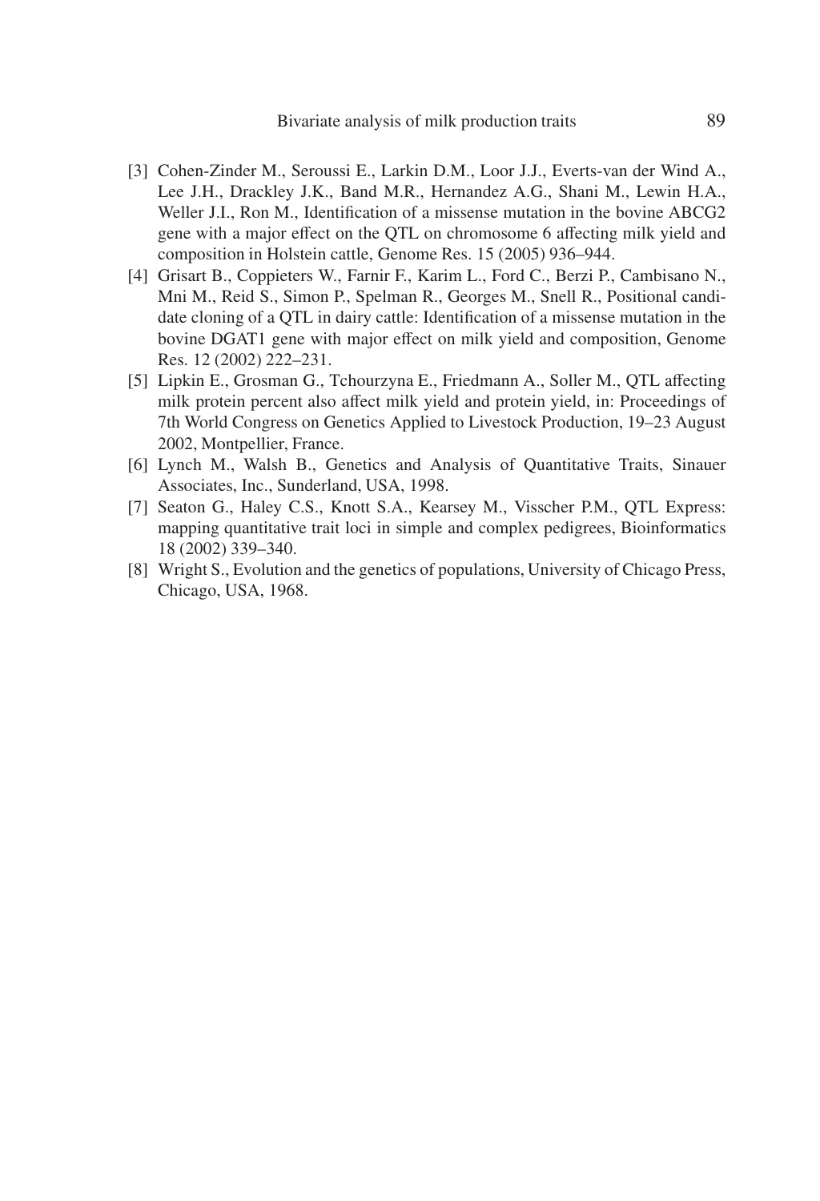[3] Cohen-Zinder M., Seroussi E., Larkin D.M., Loor J.J., Everts-van der Wind A., Lee J.H., Drackley J.K., Band M.R., Hernandez A.G., Shani M., Lewin H.A., Weller J.I., Ron M., Identification of a missense mutation in the bovine ABCG2 gene with a major effect on the QTL on chromosome 6 affecting milk yield and composition in Holstein cattle, Genome Res. 15 (2005) 936–944.

[4] Grisart B., Coppieters W., Farnir F., Karim L., Ford C., Berzi P., Cambisano N., Mni M., Reid S., Simon P., Spelman R., Georges M., Snell R., Positional candidate cloning of a QTL in dairy cattle: Identification of a missense mutation in the bovine DGAT1 gene with major effect on milk yield and composition, Genome Res. 12 (2002) 222–231.

[5] Lipkin E., Grosman G., Tchourzyna E., Friedmann A., Soller M., QTL affecting milk protein percent also affect milk yield and protein yield, in: Proceedings of 7th World Congress on Genetics Applied to Livestock Production, 19–23 August 2002, Montpellier, France.

[6] Lynch M., Walsh B., Genetics and Analysis of Quantitative Traits, Sinauer Associates, Inc., Sunderland, USA, 1998.

[7] Seaton G., Haley C.S., Knott S.A., Kearsey M., Visscher P.M., QTL Express: mapping quantitative trait loci in simple and complex pedigrees, Bioinformatics 18 (2002) 339–340.

[8] Wright S., Evolution and the genetics of populations, University of Chicago Press, Chicago, USA, 1968.